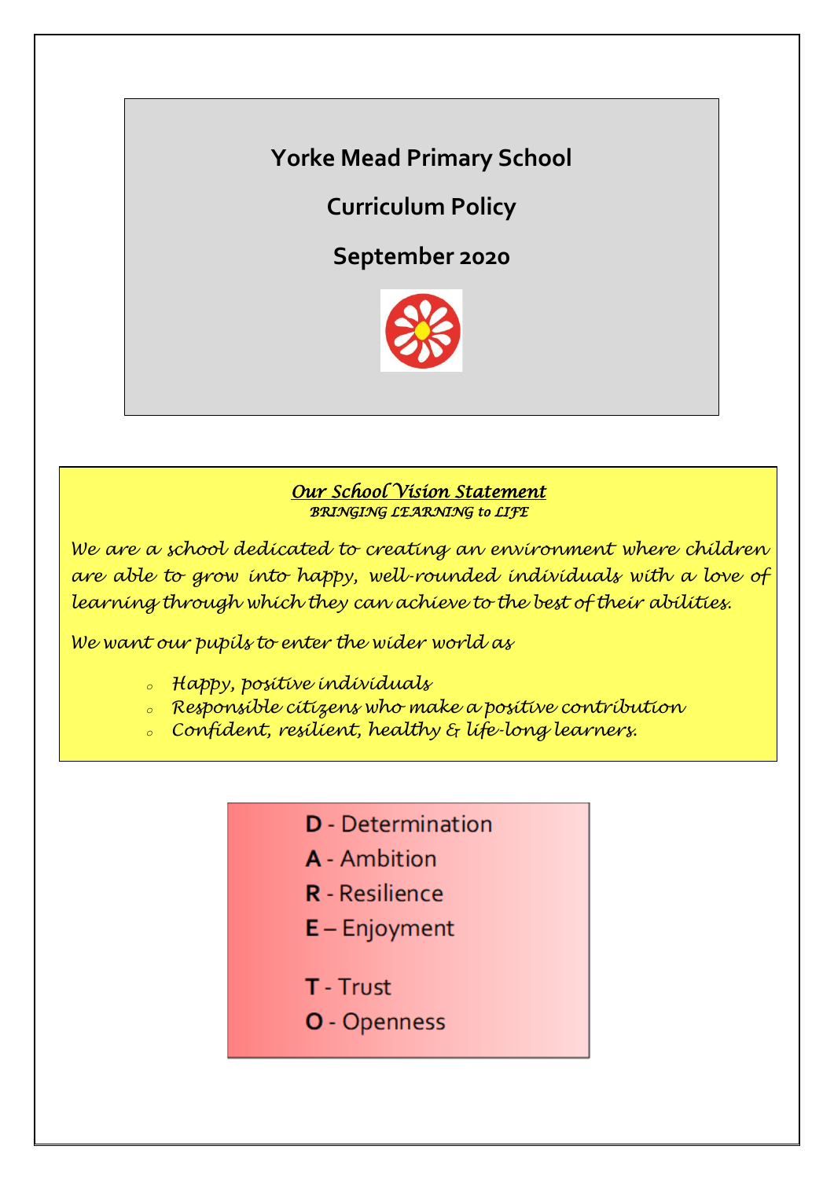# Yorke Mead Primary School

## Curriculum Policy

## September 2020

***Our School Vision Statement***
*BRINGING LEARNING to LIFE*

*We are a school dedicated to creating an environment where children are able to grow into happy, well-rounded individuals with a love of learning through which they can achieve to the best of their abilities.*

*We want our pupils to enter the wider world as*

- *Happy, positive individuals*
- *Responsible citizens who make a positive contribution*
- *Confident, resilient, healthy & life-long learners.*

**D** - Determination
**A** - Ambition
**R** - Resilience
**E** – Enjoyment

**T** - Trust
**O** - Openness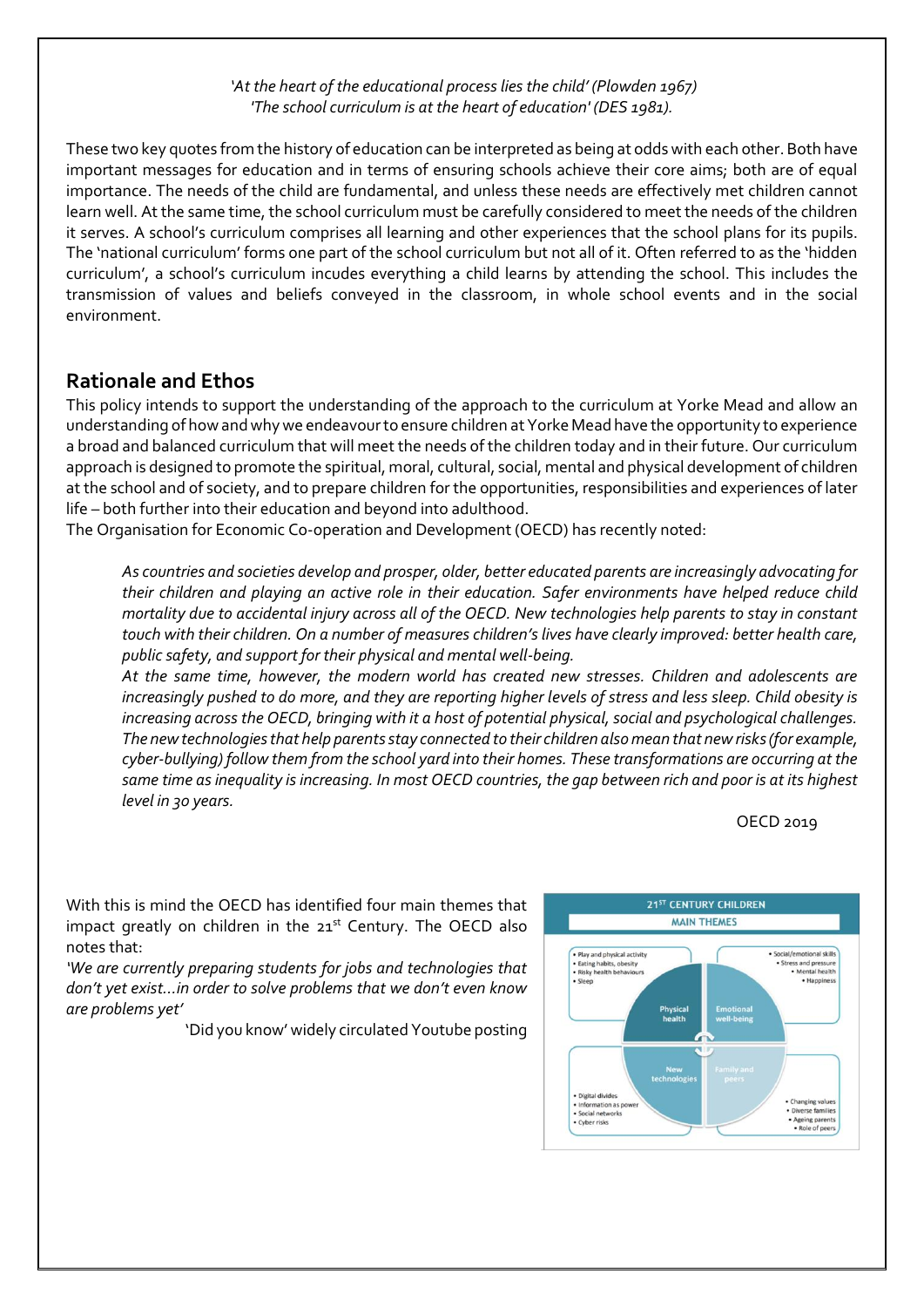*'At the heart of the educational process lies the child' (Plowden 1967)*
*'The school curriculum is at the heart of education' (DES 1981).*

These two key quotes from the history of education can be interpreted as being at odds with each other. Both have important messages for education and in terms of ensuring schools achieve their core aims; both are of equal importance. The needs of the child are fundamental, and unless these needs are effectively met children cannot learn well. At the same time, the school curriculum must be carefully considered to meet the needs of the children it serves. A school's curriculum comprises all learning and other experiences that the school plans for its pupils. The 'national curriculum' forms one part of the school curriculum but not all of it. Often referred to as the 'hidden curriculum', a school's curriculum incudes everything a child learns by attending the school. This includes the transmission of values and beliefs conveyed in the classroom, in whole school events and in the social environment.

## Rationale and Ethos

This policy intends to support the understanding of the approach to the curriculum at Yorke Mead and allow an understanding of how and why we endeavour to ensure children at Yorke Mead have the opportunity to experience a broad and balanced curriculum that will meet the needs of the children today and in their future. Our curriculum approach is designed to promote the spiritual, moral, cultural, social, mental and physical development of children at the school and of society, and to prepare children for the opportunities, responsibilities and experiences of later life – both further into their education and beyond into adulthood.

The Organisation for Economic Co-operation and Development (OECD) has recently noted:

> *As countries and societies develop and prosper, older, better educated parents are increasingly advocating for their children and playing an active role in their education. Safer environments have helped reduce child mortality due to accidental injury across all of the OECD. New technologies help parents to stay in constant touch with their children. On a number of measures children's lives have clearly improved: better health care, public safety, and support for their physical and mental well-being.*
>
> *At the same time, however, the modern world has created new stresses. Children and adolescents are increasingly pushed to do more, and they are reporting higher levels of stress and less sleep. Child obesity is increasing across the OECD, bringing with it a host of potential physical, social and psychological challenges. The new technologies that help parents stay connected to their children also mean that new risks (for example, cyber-bullying) follow them from the school yard into their homes. These transformations are occurring at the same time as inequality is increasing. In most OECD countries, the gap between rich and poor is at its highest level in 30 years.*
>
> OECD 2019

With this is mind the OECD has identified four main themes that impact greatly on children in the 21st Century. The OECD also notes that:

*'We are currently preparing students for jobs and technologies that don't yet exist…in order to solve problems that we don't even know are problems yet'*

'Did you know' widely circulated Youtube posting

**21ST CENTURY CHILDREN**
**MAIN THEMES**

- **Physical health**: Play and physical activity; Eating habits, obesity; Risky health behaviours; Sleep
- **Emotional well-being**: Social/emotional skills; Stress and pressure; Mental health; Happiness
- **New technologies**: Digital divides; Information as power; Social networks; Cyber risks
- **Family and peers**: Changing values; Diverse families; Ageing parents; Role of peers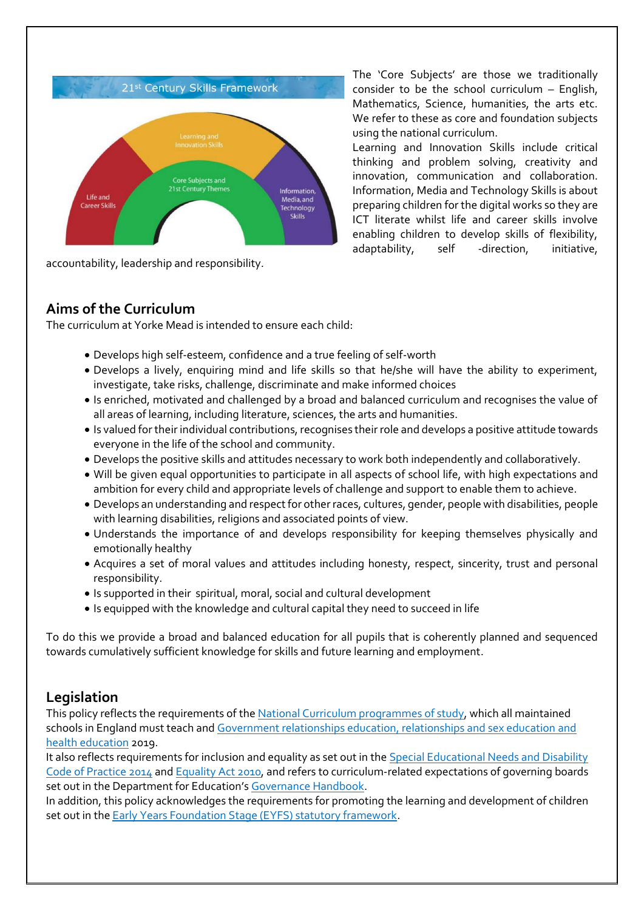The 'Core Subjects' are those we traditionally consider to be the school curriculum – English, Mathematics, Science, humanities, the arts etc. We refer to these as core and foundation subjects using the national curriculum.
Learning and Innovation Skills include critical thinking and problem solving, creativity and innovation, communication and collaboration. Information, Media and Technology Skills is about preparing children for the digital works so they are ICT literate whilst life and career skills involve enabling children to develop skills of flexibility, adaptability, self -direction, initiative, accountability, leadership and responsibility.

## Aims of the Curriculum

The curriculum at Yorke Mead is intended to ensure each child:

- Develops high self-esteem, confidence and a true feeling of self-worth
- Develops a lively, enquiring mind and life skills so that he/she will have the ability to experiment, investigate, take risks, challenge, discriminate and make informed choices
- Is enriched, motivated and challenged by a broad and balanced curriculum and recognises the value of all areas of learning, including literature, sciences, the arts and humanities.
- Is valued for their individual contributions, recognises their role and develops a positive attitude towards everyone in the life of the school and community.
- Develops the positive skills and attitudes necessary to work both independently and collaboratively.
- Will be given equal opportunities to participate in all aspects of school life, with high expectations and ambition for every child and appropriate levels of challenge and support to enable them to achieve.
- Develops an understanding and respect for other races, cultures, gender, people with disabilities, people with learning disabilities, religions and associated points of view.
- Understands the importance of and develops responsibility for keeping themselves physically and emotionally healthy
- Acquires a set of moral values and attitudes including honesty, respect, sincerity, trust and personal responsibility.
- Is supported in their spiritual, moral, social and cultural development
- Is equipped with the knowledge and cultural capital they need to succeed in life

To do this we provide a broad and balanced education for all pupils that is coherently planned and sequenced towards cumulatively sufficient knowledge for skills and future learning and employment.

## Legislation

This policy reflects the requirements of the National Curriculum programmes of study, which all maintained schools in England must teach and Government relationships education, relationships and sex education and health education 2019.
It also reflects requirements for inclusion and equality as set out in the Special Educational Needs and Disability Code of Practice 2014 and Equality Act 2010, and refers to curriculum-related expectations of governing boards set out in the Department for Education's Governance Handbook.
In addition, this policy acknowledges the requirements for promoting the learning and development of children set out in the Early Years Foundation Stage (EYFS) statutory framework.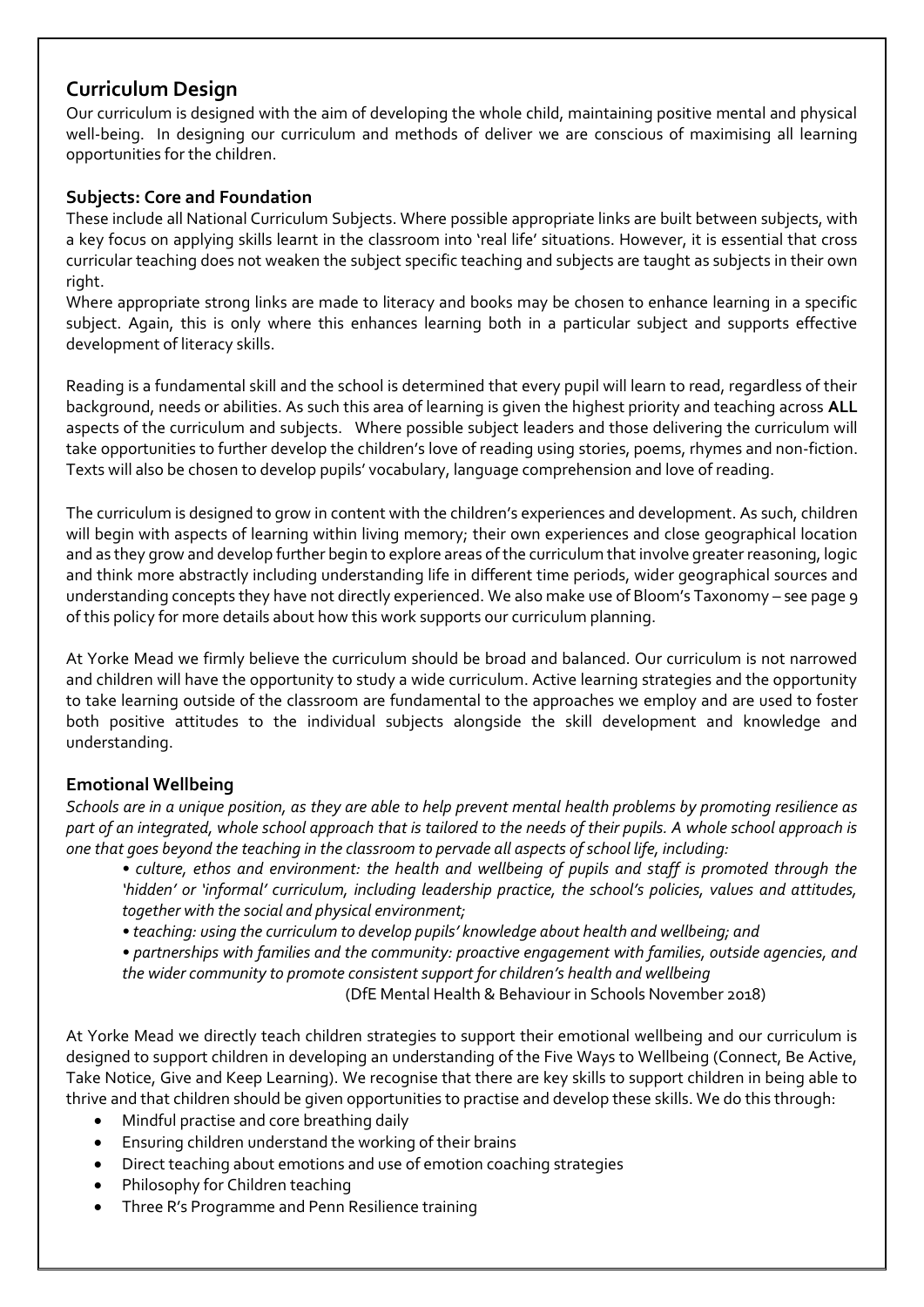## Curriculum Design

Our curriculum is designed with the aim of developing the whole child, maintaining positive mental and physical well-being. In designing our curriculum and methods of deliver we are conscious of maximising all learning opportunities for the children.

### Subjects: Core and Foundation

These include all National Curriculum Subjects. Where possible appropriate links are built between subjects, with a key focus on applying skills learnt in the classroom into 'real life' situations. However, it is essential that cross curricular teaching does not weaken the subject specific teaching and subjects are taught as subjects in their own right.

Where appropriate strong links are made to literacy and books may be chosen to enhance learning in a specific subject. Again, this is only where this enhances learning both in a particular subject and supports effective development of literacy skills.

Reading is a fundamental skill and the school is determined that every pupil will learn to read, regardless of their background, needs or abilities. As such this area of learning is given the highest priority and teaching across **ALL** aspects of the curriculum and subjects. Where possible subject leaders and those delivering the curriculum will take opportunities to further develop the children's love of reading using stories, poems, rhymes and non-fiction. Texts will also be chosen to develop pupils' vocabulary, language comprehension and love of reading.

The curriculum is designed to grow in content with the children's experiences and development. As such, children will begin with aspects of learning within living memory; their own experiences and close geographical location and as they grow and develop further begin to explore areas of the curriculum that involve greater reasoning, logic and think more abstractly including understanding life in different time periods, wider geographical sources and understanding concepts they have not directly experienced. We also make use of Bloom's Taxonomy – see page 9 of this policy for more details about how this work supports our curriculum planning.

At Yorke Mead we firmly believe the curriculum should be broad and balanced. Our curriculum is not narrowed and children will have the opportunity to study a wide curriculum. Active learning strategies and the opportunity to take learning outside of the classroom are fundamental to the approaches we employ and are used to foster both positive attitudes to the individual subjects alongside the skill development and knowledge and understanding.

### Emotional Wellbeing

*Schools are in a unique position, as they are able to help prevent mental health problems by promoting resilience as part of an integrated, whole school approach that is tailored to the needs of their pupils. A whole school approach is one that goes beyond the teaching in the classroom to pervade all aspects of school life, including:*

- *culture, ethos and environment: the health and wellbeing of pupils and staff is promoted through the 'hidden' or 'informal' curriculum, including leadership practice, the school's policies, values and attitudes, together with the social and physical environment;*
- *teaching: using the curriculum to develop pupils' knowledge about health and wellbeing; and*
- *partnerships with families and the community: proactive engagement with families, outside agencies, and the wider community to promote consistent support for children's health and wellbeing*

(DfE Mental Health & Behaviour in Schools November 2018)

At Yorke Mead we directly teach children strategies to support their emotional wellbeing and our curriculum is designed to support children in developing an understanding of the Five Ways to Wellbeing (Connect, Be Active, Take Notice, Give and Keep Learning). We recognise that there are key skills to support children in being able to thrive and that children should be given opportunities to practise and develop these skills. We do this through:

- Mindful practise and core breathing daily
- Ensuring children understand the working of their brains
- Direct teaching about emotions and use of emotion coaching strategies
- Philosophy for Children teaching
- Three R's Programme and Penn Resilience training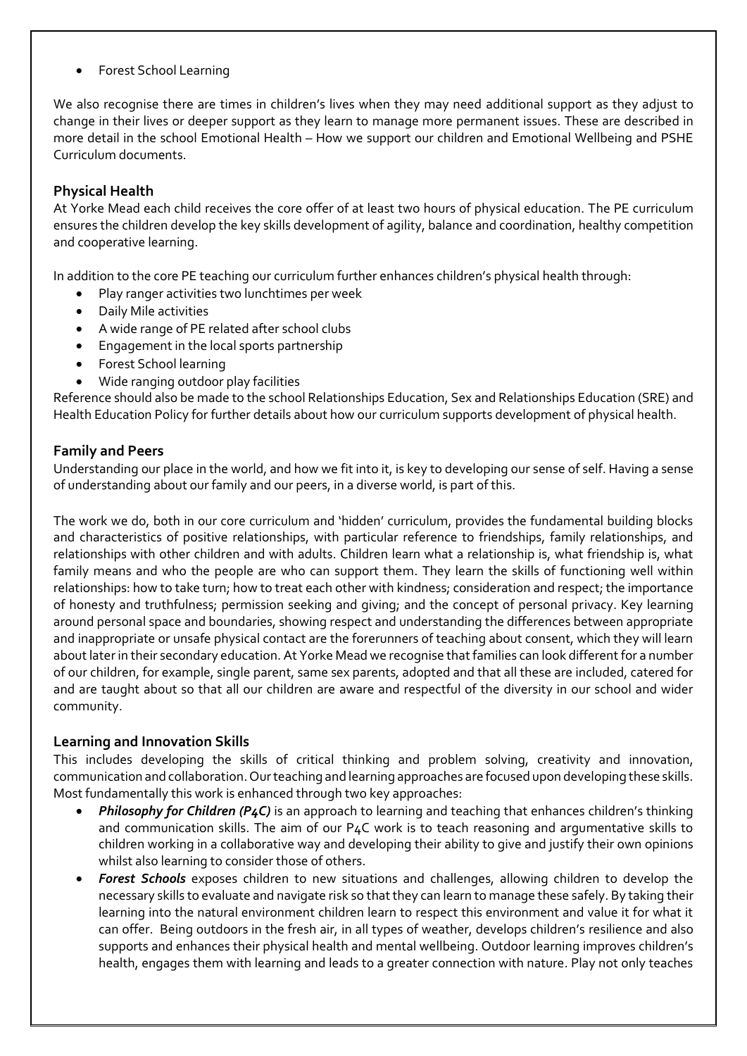- Forest School Learning

We also recognise there are times in children's lives when they may need additional support as they adjust to change in their lives or deeper support as they learn to manage more permanent issues. These are described in more detail in the school Emotional Health – How we support our children and Emotional Wellbeing and PSHE Curriculum documents.

### Physical Health

At Yorke Mead each child receives the core offer of at least two hours of physical education. The PE curriculum ensures the children develop the key skills development of agility, balance and coordination, healthy competition and cooperative learning.

In addition to the core PE teaching our curriculum further enhances children's physical health through:

- Play ranger activities two lunchtimes per week
- Daily Mile activities
- A wide range of PE related after school clubs
- Engagement in the local sports partnership
- Forest School learning
- Wide ranging outdoor play facilities

Reference should also be made to the school Relationships Education, Sex and Relationships Education (SRE) and Health Education Policy for further details about how our curriculum supports development of physical health.

### Family and Peers

Understanding our place in the world, and how we fit into it, is key to developing our sense of self. Having a sense of understanding about our family and our peers, in a diverse world, is part of this.

The work we do, both in our core curriculum and 'hidden' curriculum, provides the fundamental building blocks and characteristics of positive relationships, with particular reference to friendships, family relationships, and relationships with other children and with adults. Children learn what a relationship is, what friendship is, what family means and who the people are who can support them. They learn the skills of functioning well within relationships: how to take turn; how to treat each other with kindness; consideration and respect; the importance of honesty and truthfulness; permission seeking and giving; and the concept of personal privacy. Key learning around personal space and boundaries, showing respect and understanding the differences between appropriate and inappropriate or unsafe physical contact are the forerunners of teaching about consent, which they will learn about later in their secondary education. At Yorke Mead we recognise that families can look different for a number of our children, for example, single parent, same sex parents, adopted and that all these are included, catered for and are taught about so that all our children are aware and respectful of the diversity in our school and wider community.

### Learning and Innovation Skills

This includes developing the skills of critical thinking and problem solving, creativity and innovation, communication and collaboration. Our teaching and learning approaches are focused upon developing these skills. Most fundamentally this work is enhanced through two key approaches:

- ***Philosophy for Children (P4C)*** is an approach to learning and teaching that enhances children's thinking and communication skills. The aim of our P4C work is to teach reasoning and argumentative skills to children working in a collaborative way and developing their ability to give and justify their own opinions whilst also learning to consider those of others.
- ***Forest Schools*** exposes children to new situations and challenges, allowing children to develop the necessary skills to evaluate and navigate risk so that they can learn to manage these safely. By taking their learning into the natural environment children learn to respect this environment and value it for what it can offer. Being outdoors in the fresh air, in all types of weather, develops children's resilience and also supports and enhances their physical health and mental wellbeing. Outdoor learning improves children's health, engages them with learning and leads to a greater connection with nature. Play not only teaches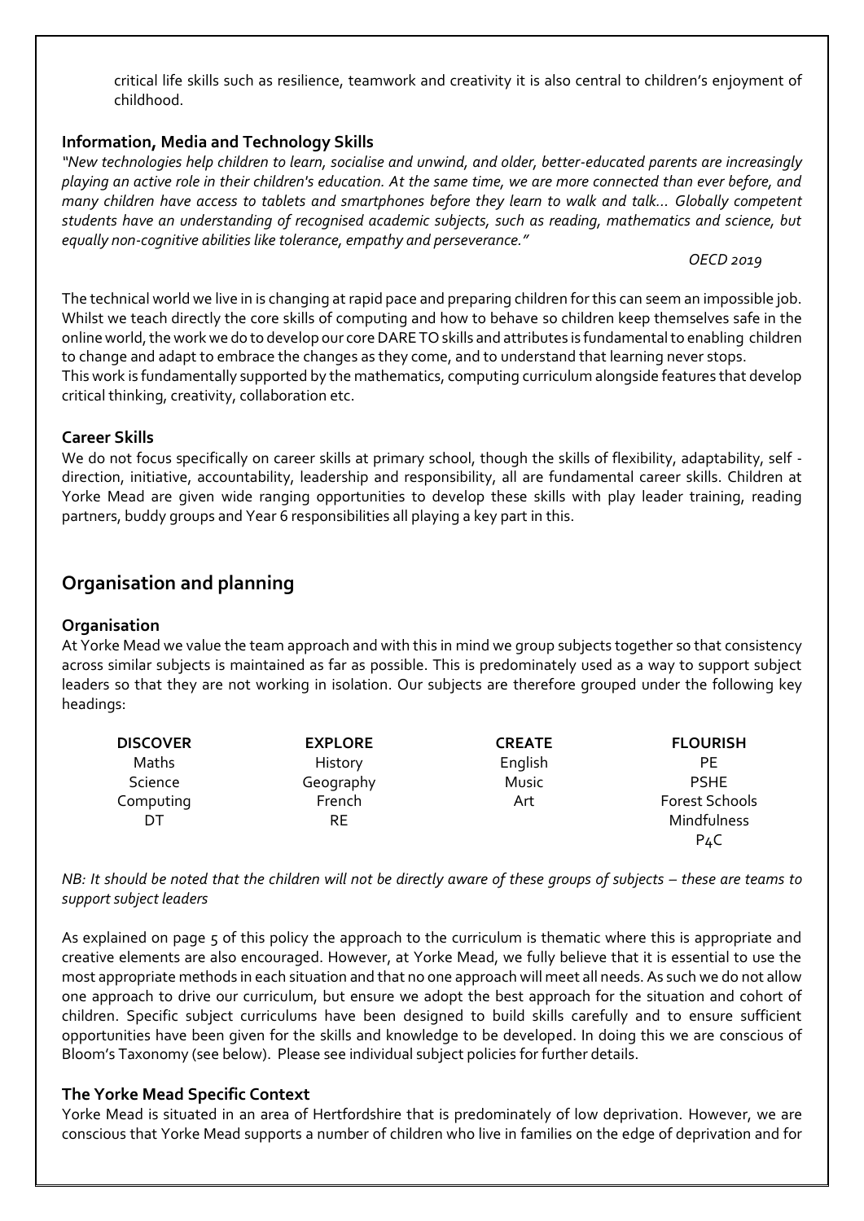critical life skills such as resilience, teamwork and creativity it is also central to children's enjoyment of childhood.

### Information, Media and Technology Skills

*"New technologies help children to learn, socialise and unwind, and older, better-educated parents are increasingly playing an active role in their children's education. At the same time, we are more connected than ever before, and many children have access to tablets and smartphones before they learn to walk and talk… Globally competent students have an understanding of recognised academic subjects, such as reading, mathematics and science, but equally non-cognitive abilities like tolerance, empathy and perseverance."*

*OECD 2019*

The technical world we live in is changing at rapid pace and preparing children for this can seem an impossible job. Whilst we teach directly the core skills of computing and how to behave so children keep themselves safe in the online world, the work we do to develop our core DARE TO skills and attributes is fundamental to enabling children to change and adapt to embrace the changes as they come, and to understand that learning never stops.
This work is fundamentally supported by the mathematics, computing curriculum alongside features that develop critical thinking, creativity, collaboration etc.

### Career Skills

We do not focus specifically on career skills at primary school, though the skills of flexibility, adaptability, self - direction, initiative, accountability, leadership and responsibility, all are fundamental career skills. Children at Yorke Mead are given wide ranging opportunities to develop these skills with play leader training, reading partners, buddy groups and Year 6 responsibilities all playing a key part in this.

## Organisation and planning

### Organisation

At Yorke Mead we value the team approach and with this in mind we group subjects together so that consistency across similar subjects is maintained as far as possible. This is predominately used as a way to support subject leaders so that they are not working in isolation. Our subjects are therefore grouped under the following key headings:

| DISCOVER | EXPLORE | CREATE | FLOURISH |
|---|---|---|---|
| Maths | History | English | PE |
| Science | Geography | Music | PSHE |
| Computing | French | Art | Forest Schools |
| DT | RE | | Mindfulness |
| | | | P4C |

*NB: It should be noted that the children will not be directly aware of these groups of subjects – these are teams to support subject leaders*

As explained on page 5 of this policy the approach to the curriculum is thematic where this is appropriate and creative elements are also encouraged. However, at Yorke Mead, we fully believe that it is essential to use the most appropriate methods in each situation and that no one approach will meet all needs. As such we do not allow one approach to drive our curriculum, but ensure we adopt the best approach for the situation and cohort of children. Specific subject curriculums have been designed to build skills carefully and to ensure sufficient opportunities have been given for the skills and knowledge to be developed. In doing this we are conscious of Bloom's Taxonomy (see below). Please see individual subject policies for further details.

### The Yorke Mead Specific Context

Yorke Mead is situated in an area of Hertfordshire that is predominately of low deprivation. However, we are conscious that Yorke Mead supports a number of children who live in families on the edge of deprivation and for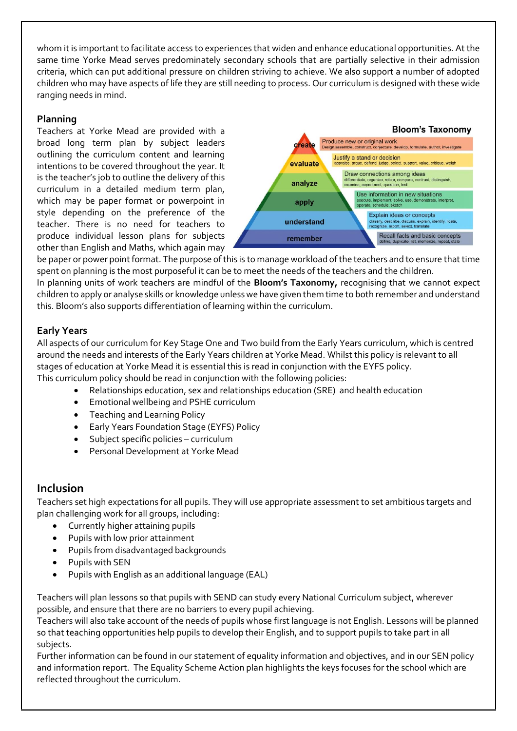whom it is important to facilitate access to experiences that widen and enhance educational opportunities. At the same time Yorke Mead serves predominately secondary schools that are partially selective in their admission criteria, which can put additional pressure on children striving to achieve. We also support a number of adopted children who may have aspects of life they are still needing to process. Our curriculum is designed with these wide ranging needs in mind.

### Planning

Teachers at Yorke Mead are provided with a broad long term plan by subject leaders outlining the curriculum content and learning intentions to be covered throughout the year. It is the teacher's job to outline the delivery of this curriculum in a detailed medium term plan, which may be paper format or powerpoint in style depending on the preference of the teacher. There is no need for teachers to produce individual lesson plans for subjects other than English and Maths, which again may be paper or power point format. The purpose of this is to manage workload of the teachers and to ensure that time spent on planning is the most purposeful it can be to meet the needs of the teachers and the children.

**Bloom's Taxonomy**

| Level | Description | Verbs |
|---|---|---|
| create | Produce new or original work | Design, assemble, construct, conjecture, develop, formulate, author, investigate |
| evaluate | Justify a stand or decision | appraise, argue, defend, judge, select, support, value, critique, weigh |
| analyze | Draw connections among ideas | differentiate, organize, relate, compare, contrast, distinguish, examine, experiment, question, test |
| apply | Use information in new situations | execute, implement, solve, use, demonstrate, interpret, operate, schedule, sketch |
| understand | Explain ideas or concepts | classify, describe, discuss, explain, identify, locate, recognize, report, select, translate |
| remember | Recall facts and basic concepts | define, duplicate, list, memorize, repeat, state |

In planning units of work teachers are mindful of the **Bloom's Taxonomy,** recognising that we cannot expect children to apply or analyse skills or knowledge unless we have given them time to both remember and understand this. Bloom's also supports differentiation of learning within the curriculum.

### Early Years

All aspects of our curriculum for Key Stage One and Two build from the Early Years curriculum, which is centred around the needs and interests of the Early Years children at Yorke Mead. Whilst this policy is relevant to all stages of education at Yorke Mead it is essential this is read in conjunction with the EYFS policy.

This curriculum policy should be read in conjunction with the following policies:

- Relationships education, sex and relationships education (SRE) and health education
- Emotional wellbeing and PSHE curriculum
- Teaching and Learning Policy
- Early Years Foundation Stage (EYFS) Policy
- Subject specific policies – curriculum
- Personal Development at Yorke Mead

## Inclusion

Teachers set high expectations for all pupils. They will use appropriate assessment to set ambitious targets and plan challenging work for all groups, including:

- Currently higher attaining pupils
- Pupils with low prior attainment
- Pupils from disadvantaged backgrounds
- Pupils with SEN
- Pupils with English as an additional language (EAL)

Teachers will plan lessons so that pupils with SEND can study every National Curriculum subject, wherever possible, and ensure that there are no barriers to every pupil achieving.

Teachers will also take account of the needs of pupils whose first language is not English. Lessons will be planned so that teaching opportunities help pupils to develop their English, and to support pupils to take part in all subjects.

Further information can be found in our statement of equality information and objectives, and in our SEN policy and information report. The Equality Scheme Action plan highlights the keys focuses for the school which are reflected throughout the curriculum.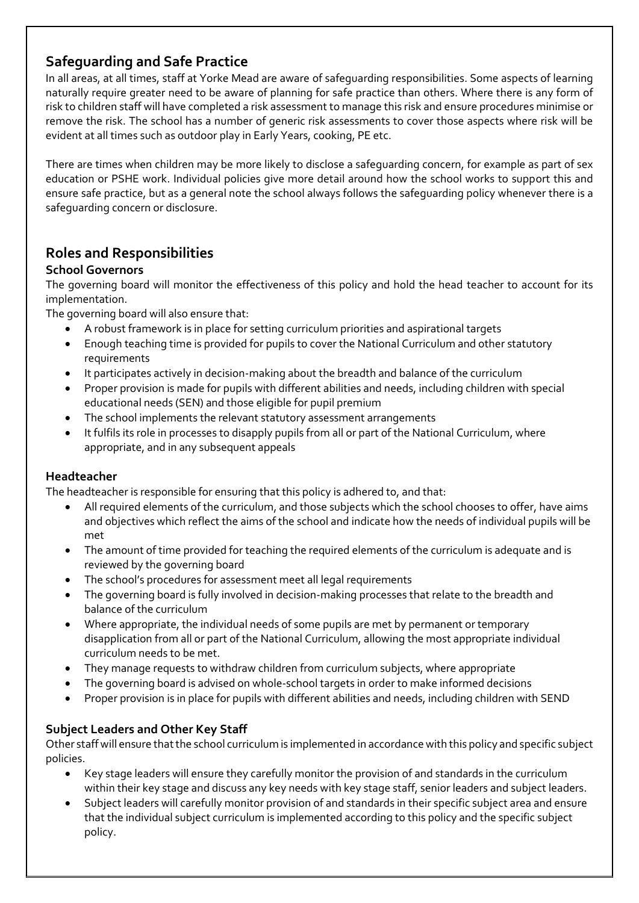## Safeguarding and Safe Practice

In all areas, at all times, staff at Yorke Mead are aware of safeguarding responsibilities. Some aspects of learning naturally require greater need to be aware of planning for safe practice than others. Where there is any form of risk to children staff will have completed a risk assessment to manage this risk and ensure procedures minimise or remove the risk. The school has a number of generic risk assessments to cover those aspects where risk will be evident at all times such as outdoor play in Early Years, cooking, PE etc.

There are times when children may be more likely to disclose a safeguarding concern, for example as part of sex education or PSHE work. Individual policies give more detail around how the school works to support this and ensure safe practice, but as a general note the school always follows the safeguarding policy whenever there is a safeguarding concern or disclosure.

## Roles and Responsibilities

### School Governors

The governing board will monitor the effectiveness of this policy and hold the head teacher to account for its implementation.

The governing board will also ensure that:

- A robust framework is in place for setting curriculum priorities and aspirational targets
- Enough teaching time is provided for pupils to cover the National Curriculum and other statutory requirements
- It participates actively in decision-making about the breadth and balance of the curriculum
- Proper provision is made for pupils with different abilities and needs, including children with special educational needs (SEN) and those eligible for pupil premium
- The school implements the relevant statutory assessment arrangements
- It fulfils its role in processes to disapply pupils from all or part of the National Curriculum, where appropriate, and in any subsequent appeals

### Headteacher

The headteacher is responsible for ensuring that this policy is adhered to, and that:

- All required elements of the curriculum, and those subjects which the school chooses to offer, have aims and objectives which reflect the aims of the school and indicate how the needs of individual pupils will be met
- The amount of time provided for teaching the required elements of the curriculum is adequate and is reviewed by the governing board
- The school's procedures for assessment meet all legal requirements
- The governing board is fully involved in decision-making processes that relate to the breadth and balance of the curriculum
- Where appropriate, the individual needs of some pupils are met by permanent or temporary disapplication from all or part of the National Curriculum, allowing the most appropriate individual curriculum needs to be met.
- They manage requests to withdraw children from curriculum subjects, where appropriate
- The governing board is advised on whole-school targets in order to make informed decisions
- Proper provision is in place for pupils with different abilities and needs, including children with SEND

### Subject Leaders and Other Key Staff

Other staff will ensure that the school curriculum is implemented in accordance with this policy and specific subject policies.

- Key stage leaders will ensure they carefully monitor the provision of and standards in the curriculum within their key stage and discuss any key needs with key stage staff, senior leaders and subject leaders.
- Subject leaders will carefully monitor provision of and standards in their specific subject area and ensure that the individual subject curriculum is implemented according to this policy and the specific subject policy.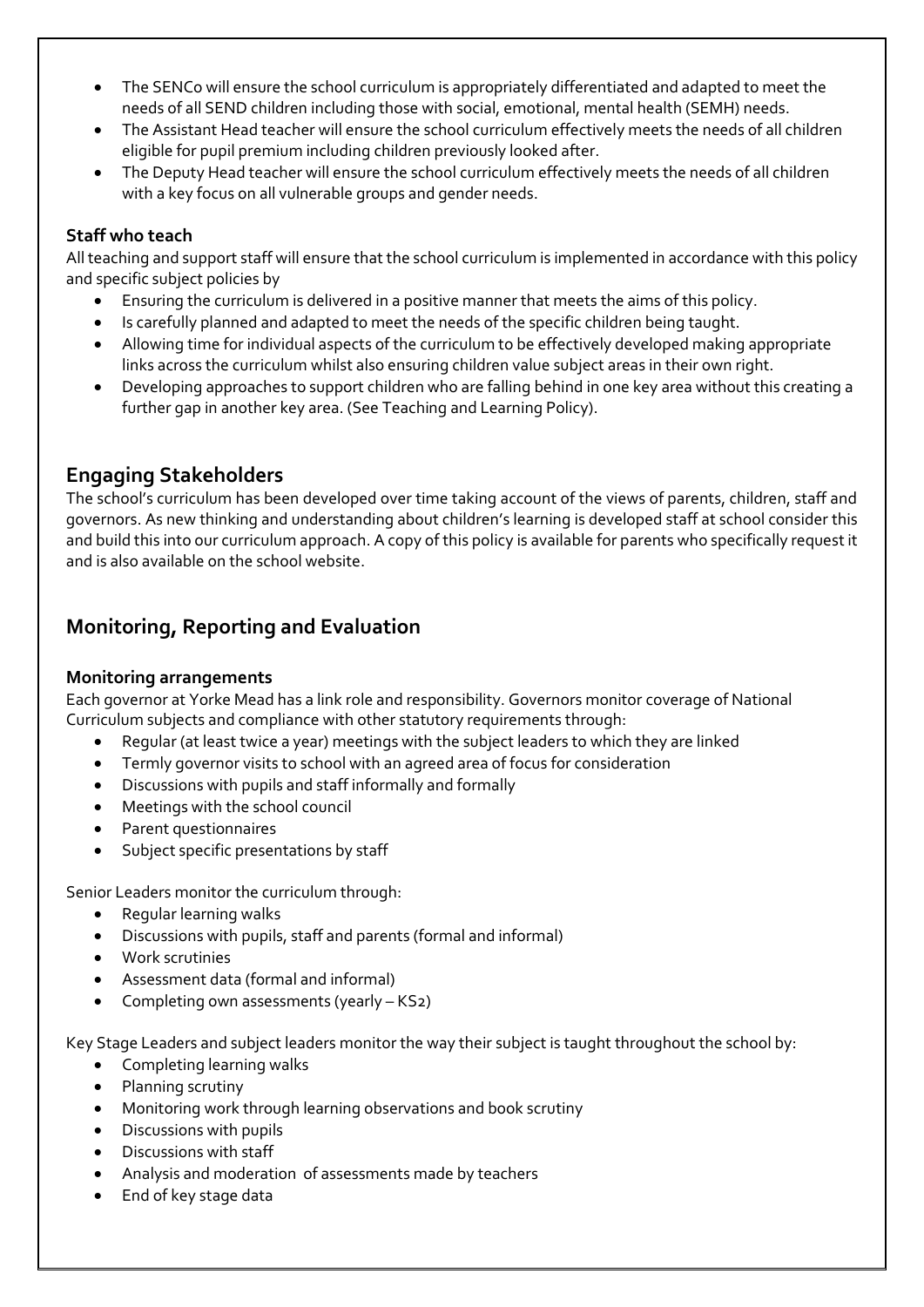- The SENCo will ensure the school curriculum is appropriately differentiated and adapted to meet the needs of all SEND children including those with social, emotional, mental health (SEMH) needs.
- The Assistant Head teacher will ensure the school curriculum effectively meets the needs of all children eligible for pupil premium including children previously looked after.
- The Deputy Head teacher will ensure the school curriculum effectively meets the needs of all children with a key focus on all vulnerable groups and gender needs.

### Staff who teach

All teaching and support staff will ensure that the school curriculum is implemented in accordance with this policy and specific subject policies by

- Ensuring the curriculum is delivered in a positive manner that meets the aims of this policy.
- Is carefully planned and adapted to meet the needs of the specific children being taught.
- Allowing time for individual aspects of the curriculum to be effectively developed making appropriate links across the curriculum whilst also ensuring children value subject areas in their own right.
- Developing approaches to support children who are falling behind in one key area without this creating a further gap in another key area. (See Teaching and Learning Policy).

## Engaging Stakeholders

The school's curriculum has been developed over time taking account of the views of parents, children, staff and governors. As new thinking and understanding about children's learning is developed staff at school consider this and build this into our curriculum approach. A copy of this policy is available for parents who specifically request it and is also available on the school website.

## Monitoring, Reporting and Evaluation

### Monitoring arrangements

Each governor at Yorke Mead has a link role and responsibility. Governors monitor coverage of National Curriculum subjects and compliance with other statutory requirements through:

- Regular (at least twice a year) meetings with the subject leaders to which they are linked
- Termly governor visits to school with an agreed area of focus for consideration
- Discussions with pupils and staff informally and formally
- Meetings with the school council
- Parent questionnaires
- Subject specific presentations by staff

Senior Leaders monitor the curriculum through:

- Regular learning walks
- Discussions with pupils, staff and parents (formal and informal)
- Work scrutinies
- Assessment data (formal and informal)
- Completing own assessments (yearly – KS2)

Key Stage Leaders and subject leaders monitor the way their subject is taught throughout the school by:

- Completing learning walks
- Planning scrutiny
- Monitoring work through learning observations and book scrutiny
- Discussions with pupils
- Discussions with staff
- Analysis and moderation of assessments made by teachers
- End of key stage data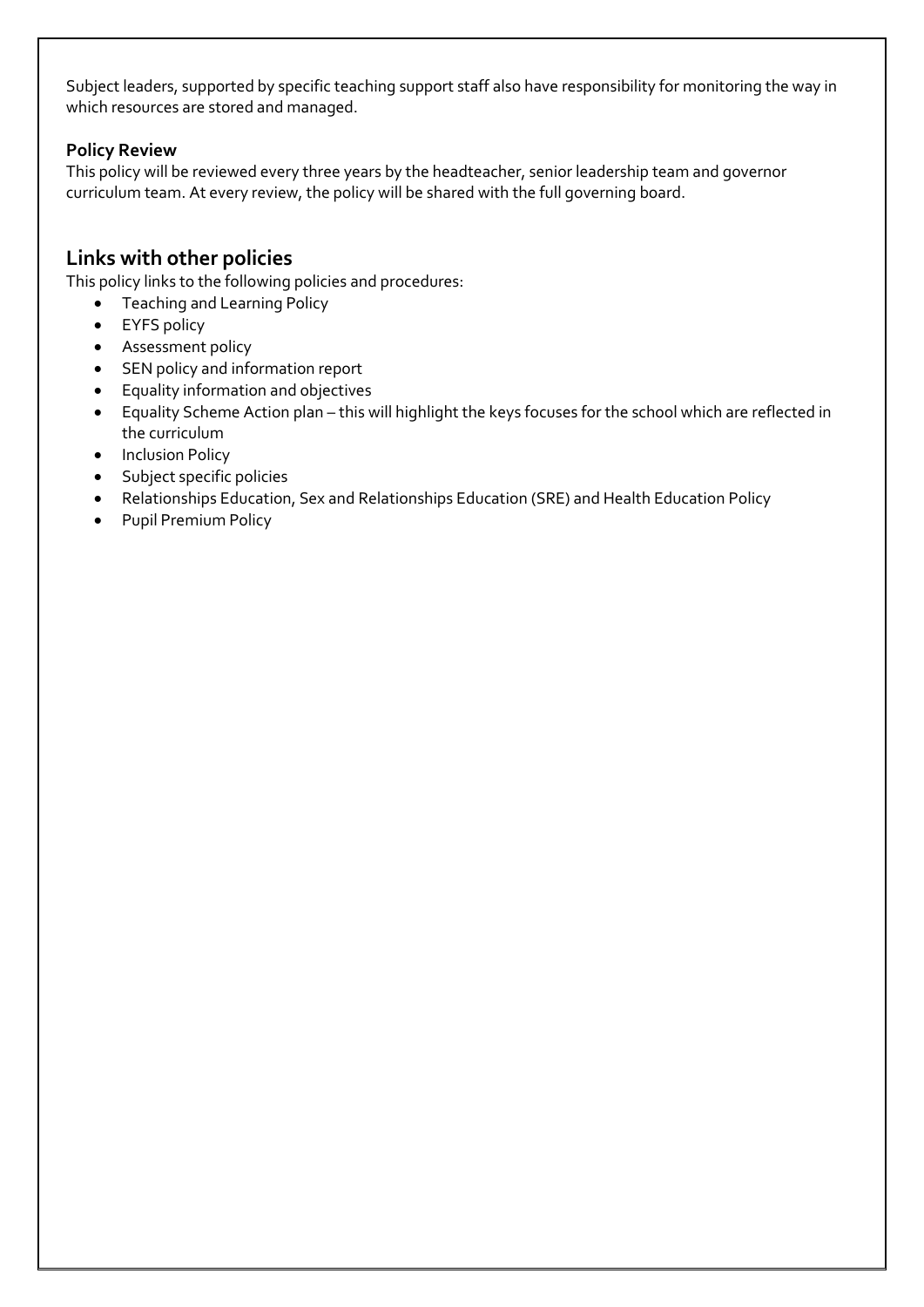Subject leaders, supported by specific teaching support staff also have responsibility for monitoring the way in which resources are stored and managed.

**Policy Review**

This policy will be reviewed every three years by the headteacher, senior leadership team and governor curriculum team. At every review, the policy will be shared with the full governing board.

## Links with other policies

This policy links to the following policies and procedures:

- Teaching and Learning Policy
- EYFS policy
- Assessment policy
- SEN policy and information report
- Equality information and objectives
- Equality Scheme Action plan – this will highlight the keys focuses for the school which are reflected in the curriculum
- Inclusion Policy
- Subject specific policies
- Relationships Education, Sex and Relationships Education (SRE) and Health Education Policy
- Pupil Premium Policy